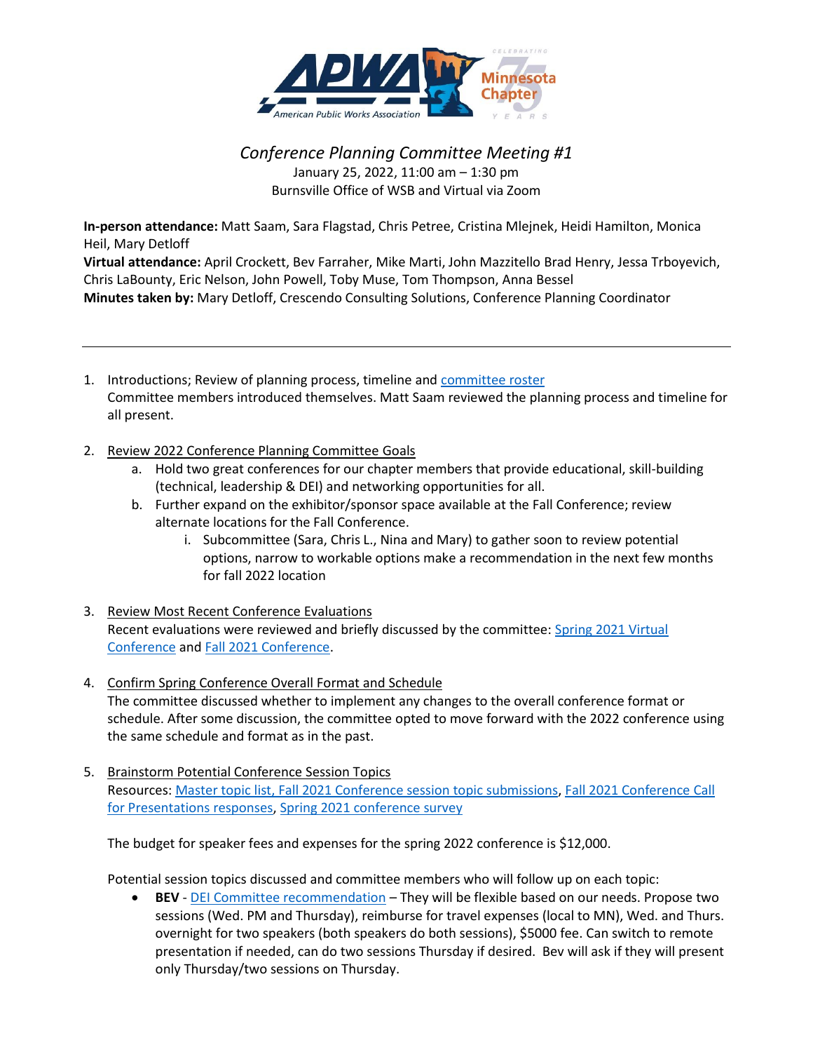# Conference Planning Committee Meeting #1

January 25, 2022, 11:00 am – 1:30 pm
Burnsville Office of WSB and Virtual via Zoom

**In-person attendance:** Matt Saam, Sara Flagstad, Chris Petree, Cristina Mlejnek, Heidi Hamilton, Monica Heil, Mary Detloff
**Virtual attendance:** April Crockett, Bev Farraher, Mike Marti, John Mazzitello Brad Henry, Jessa Trboyevich, Chris LaBounty, Eric Nelson, John Powell, Toby Muse, Tom Thompson, Anna Bessel
**Minutes taken by:** Mary Detloff, Crescendo Consulting Solutions, Conference Planning Coordinator

---

1. Introductions; Review of planning process, timeline and committee roster
   Committee members introduced themselves. Matt Saam reviewed the planning process and timeline for all present.

2. Review 2022 Conference Planning Committee Goals
   a. Hold two great conferences for our chapter members that provide educational, skill-building (technical, leadership & DEI) and networking opportunities for all.
   b. Further expand on the exhibitor/sponsor space available at the Fall Conference; review alternate locations for the Fall Conference.
      i. Subcommittee (Sara, Chris L., Nina and Mary) to gather soon to review potential options, narrow to workable options make a recommendation in the next few months for fall 2022 location

3. Review Most Recent Conference Evaluations
   Recent evaluations were reviewed and briefly discussed by the committee: Spring 2021 Virtual Conference and Fall 2021 Conference.

4. Confirm Spring Conference Overall Format and Schedule
   The committee discussed whether to implement any changes to the overall conference format or schedule. After some discussion, the committee opted to move forward with the 2022 conference using the same schedule and format as in the past.

5. Brainstorm Potential Conference Session Topics
   Resources: Master topic list, Fall 2021 Conference session topic submissions, Fall 2021 Conference Call for Presentations responses, Spring 2021 conference survey

   The budget for speaker fees and expenses for the spring 2022 conference is $12,000.

   Potential session topics discussed and committee members who will follow up on each topic:

   - **BEV** - DEI Committee recommendation – They will be flexible based on our needs. Propose two sessions (Wed. PM and Thursday), reimburse for travel expenses (local to MN), Wed. and Thurs. overnight for two speakers (both speakers do both sessions), $5000 fee. Can switch to remote presentation if needed, can do two sessions Thursday if desired. Bev will ask if they will present only Thursday/two sessions on Thursday.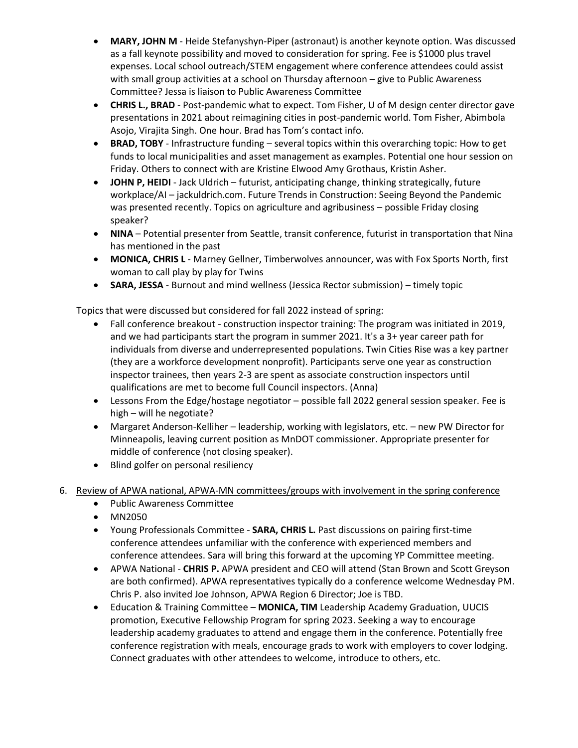- **MARY, JOHN M** - Heide Stefanyshyn-Piper (astronaut) is another keynote option. Was discussed as a fall keynote possibility and moved to consideration for spring. Fee is $1000 plus travel expenses. Local school outreach/STEM engagement where conference attendees could assist with small group activities at a school on Thursday afternoon – give to Public Awareness Committee? Jessa is liaison to Public Awareness Committee
- **CHRIS L., BRAD** - Post-pandemic what to expect. Tom Fisher, U of M design center director gave presentations in 2021 about reimagining cities in post-pandemic world. Tom Fisher, Abimbola Asojo, Virajita Singh. One hour. Brad has Tom's contact info.
- **BRAD, TOBY** - Infrastructure funding – several topics within this overarching topic: How to get funds to local municipalities and asset management as examples. Potential one hour session on Friday. Others to connect with are Kristine Elwood Amy Grothaus, Kristin Asher.
- **JOHN P, HEIDI** - Jack Uldrich – futurist, anticipating change, thinking strategically, future workplace/AI – jackuldrich.com. Future Trends in Construction: Seeing Beyond the Pandemic was presented recently. Topics on agriculture and agribusiness – possible Friday closing speaker?
- **NINA** – Potential presenter from Seattle, transit conference, futurist in transportation that Nina has mentioned in the past
- **MONICA, CHRIS L** - Marney Gellner, Timberwolves announcer, was with Fox Sports North, first woman to call play by play for Twins
- **SARA, JESSA** - Burnout and mind wellness (Jessica Rector submission) – timely topic

Topics that were discussed but considered for fall 2022 instead of spring:

- Fall conference breakout - construction inspector training: The program was initiated in 2019, and we had participants start the program in summer 2021. It's a 3+ year career path for individuals from diverse and underrepresented populations. Twin Cities Rise was a key partner (they are a workforce development nonprofit). Participants serve one year as construction inspector trainees, then years 2-3 are spent as associate construction inspectors until qualifications are met to become full Council inspectors. (Anna)
- Lessons From the Edge/hostage negotiator – possible fall 2022 general session speaker. Fee is high – will he negotiate?
- Margaret Anderson-Kelliher – leadership, working with legislators, etc. – new PW Director for Minneapolis, leaving current position as MnDOT commissioner. Appropriate presenter for middle of conference (not closing speaker).
- Blind golfer on personal resiliency

6. Review of APWA national, APWA-MN committees/groups with involvement in the spring conference
   - Public Awareness Committee
   - MN2050
   - Young Professionals Committee - **SARA, CHRIS L.** Past discussions on pairing first-time conference attendees unfamiliar with the conference with experienced members and conference attendees. Sara will bring this forward at the upcoming YP Committee meeting.
   - APWA National - **CHRIS P.** APWA president and CEO will attend (Stan Brown and Scott Greyson are both confirmed). APWA representatives typically do a conference welcome Wednesday PM. Chris P. also invited Joe Johnson, APWA Region 6 Director; Joe is TBD.
   - Education & Training Committee – **MONICA, TIM** Leadership Academy Graduation, UUCIS promotion, Executive Fellowship Program for spring 2023. Seeking a way to encourage leadership academy graduates to attend and engage them in the conference. Potentially free conference registration with meals, encourage grads to work with employers to cover lodging. Connect graduates with other attendees to welcome, introduce to others, etc.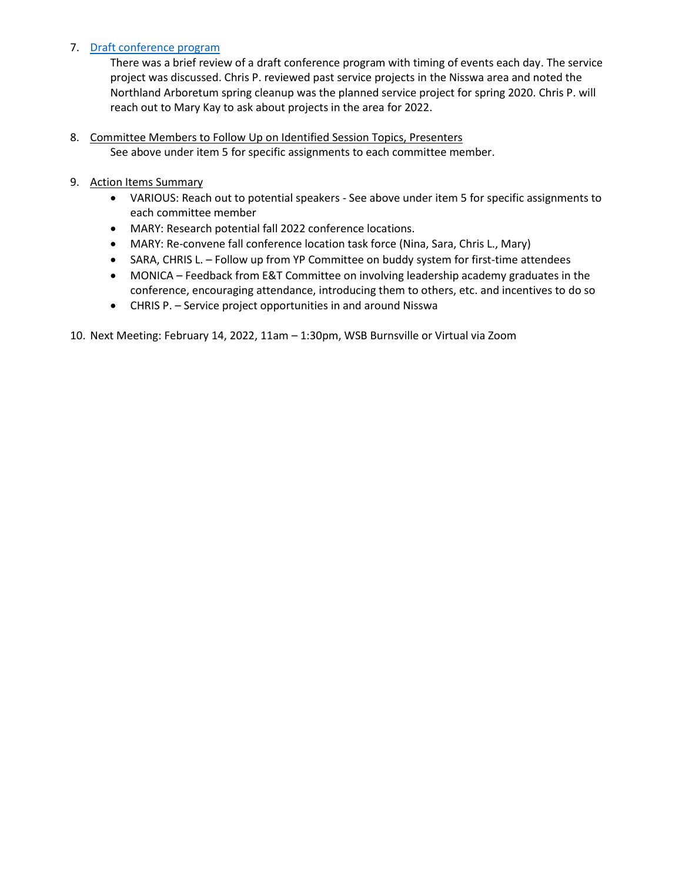7. [Draft conference program]()

   There was a brief review of a draft conference program with timing of events each day. The service project was discussed. Chris P. reviewed past service projects in the Nisswa area and noted the Northland Arboretum spring cleanup was the planned service project for spring 2020. Chris P. will reach out to Mary Kay to ask about projects in the area for 2022.

8. Committee Members to Follow Up on Identified Session Topics, Presenters

   See above under item 5 for specific assignments to each committee member.

9. Action Items Summary
   - VARIOUS: Reach out to potential speakers - See above under item 5 for specific assignments to each committee member
   - MARY: Research potential fall 2022 conference locations.
   - MARY: Re-convene fall conference location task force (Nina, Sara, Chris L., Mary)
   - SARA, CHRIS L. – Follow up from YP Committee on buddy system for first-time attendees
   - MONICA – Feedback from E&T Committee on involving leadership academy graduates in the conference, encouraging attendance, introducing them to others, etc. and incentives to do so
   - CHRIS P. – Service project opportunities in and around Nisswa

10. Next Meeting: February 14, 2022, 11am – 1:30pm, WSB Burnsville or Virtual via Zoom